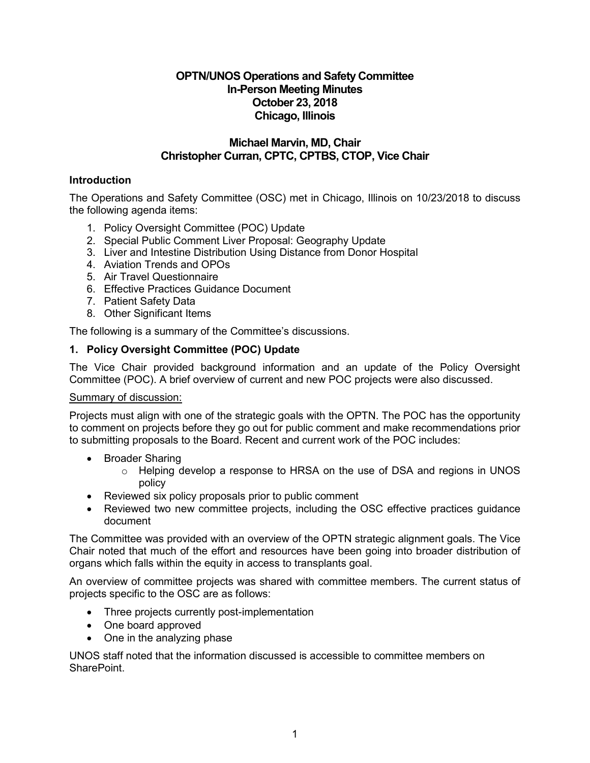# OPTN/UNOS Operations and Safety Committee
# In-Person Meeting Minutes
# October 23, 2018
# Chicago, Illinois

## Michael Marvin, MD, Chair
## Christopher Curran, CPTC, CPTBS, CTOP, Vice Chair

### Introduction

The Operations and Safety Committee (OSC) met in Chicago, Illinois on 10/23/2018 to discuss the following agenda items:

1. Policy Oversight Committee (POC) Update
2. Special Public Comment Liver Proposal: Geography Update
3. Liver and Intestine Distribution Using Distance from Donor Hospital
4. Aviation Trends and OPOs
5. Air Travel Questionnaire
6. Effective Practices Guidance Document
7. Patient Safety Data
8. Other Significant Items

The following is a summary of the Committee's discussions.

### 1. Policy Oversight Committee (POC) Update

The Vice Chair provided background information and an update of the Policy Oversight Committee (POC). A brief overview of current and new POC projects were also discussed.

Summary of discussion:

Projects must align with one of the strategic goals with the OPTN. The POC has the opportunity to comment on projects before they go out for public comment and make recommendations prior to submitting proposals to the Board. Recent and current work of the POC includes:

- Broader Sharing
  - Helping develop a response to HRSA on the use of DSA and regions in UNOS policy
- Reviewed six policy proposals prior to public comment
- Reviewed two new committee projects, including the OSC effective practices guidance document

The Committee was provided with an overview of the OPTN strategic alignment goals. The Vice Chair noted that much of the effort and resources have been going into broader distribution of organs which falls within the equity in access to transplants goal.

An overview of committee projects was shared with committee members. The current status of projects specific to the OSC are as follows:

- Three projects currently post-implementation
- One board approved
- One in the analyzing phase

UNOS staff noted that the information discussed is accessible to committee members on SharePoint.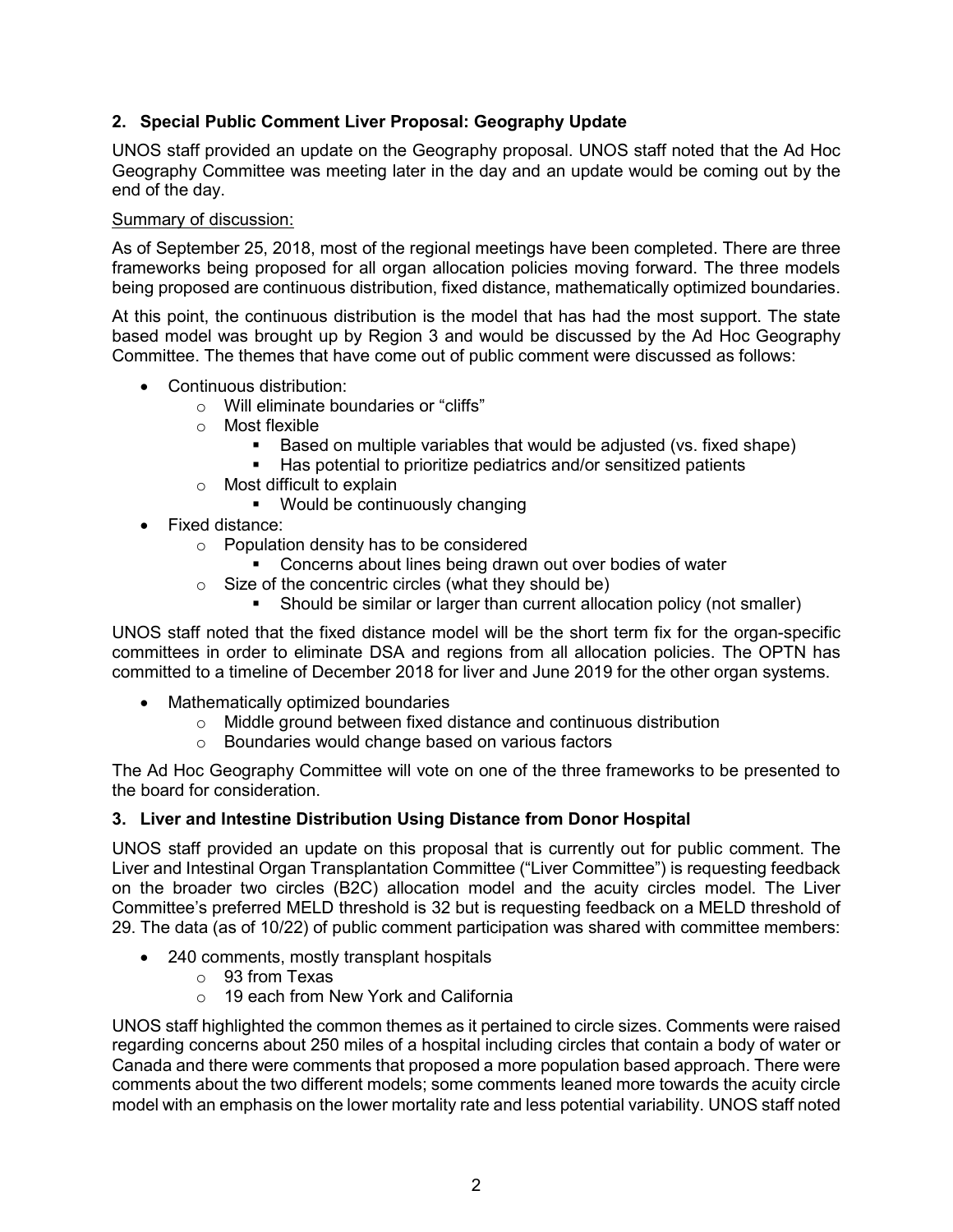## 2. Special Public Comment Liver Proposal: Geography Update

UNOS staff provided an update on the Geography proposal. UNOS staff noted that the Ad Hoc Geography Committee was meeting later in the day and an update would be coming out by the end of the day.

Summary of discussion:

As of September 25, 2018, most of the regional meetings have been completed. There are three frameworks being proposed for all organ allocation policies moving forward. The three models being proposed are continuous distribution, fixed distance, mathematically optimized boundaries.

At this point, the continuous distribution is the model that has had the most support. The state based model was brought up by Region 3 and would be discussed by the Ad Hoc Geography Committee. The themes that have come out of public comment were discussed as follows:

- Continuous distribution:
  - Will eliminate boundaries or "cliffs"
  - Most flexible
    - Based on multiple variables that would be adjusted (vs. fixed shape)
    - Has potential to prioritize pediatrics and/or sensitized patients
  - Most difficult to explain
    - Would be continuously changing
- Fixed distance:
  - Population density has to be considered
    - Concerns about lines being drawn out over bodies of water
  - Size of the concentric circles (what they should be)
    - Should be similar or larger than current allocation policy (not smaller)

UNOS staff noted that the fixed distance model will be the short term fix for the organ-specific committees in order to eliminate DSA and regions from all allocation policies. The OPTN has committed to a timeline of December 2018 for liver and June 2019 for the other organ systems.

- Mathematically optimized boundaries
  - Middle ground between fixed distance and continuous distribution
  - Boundaries would change based on various factors

The Ad Hoc Geography Committee will vote on one of the three frameworks to be presented to the board for consideration.

## 3. Liver and Intestine Distribution Using Distance from Donor Hospital

UNOS staff provided an update on this proposal that is currently out for public comment. The Liver and Intestinal Organ Transplantation Committee ("Liver Committee") is requesting feedback on the broader two circles (B2C) allocation model and the acuity circles model. The Liver Committee's preferred MELD threshold is 32 but is requesting feedback on a MELD threshold of 29. The data (as of 10/22) of public comment participation was shared with committee members:

- 240 comments, mostly transplant hospitals
  - 93 from Texas
  - 19 each from New York and California

UNOS staff highlighted the common themes as it pertained to circle sizes. Comments were raised regarding concerns about 250 miles of a hospital including circles that contain a body of water or Canada and there were comments that proposed a more population based approach. There were comments about the two different models; some comments leaned more towards the acuity circle model with an emphasis on the lower mortality rate and less potential variability. UNOS staff noted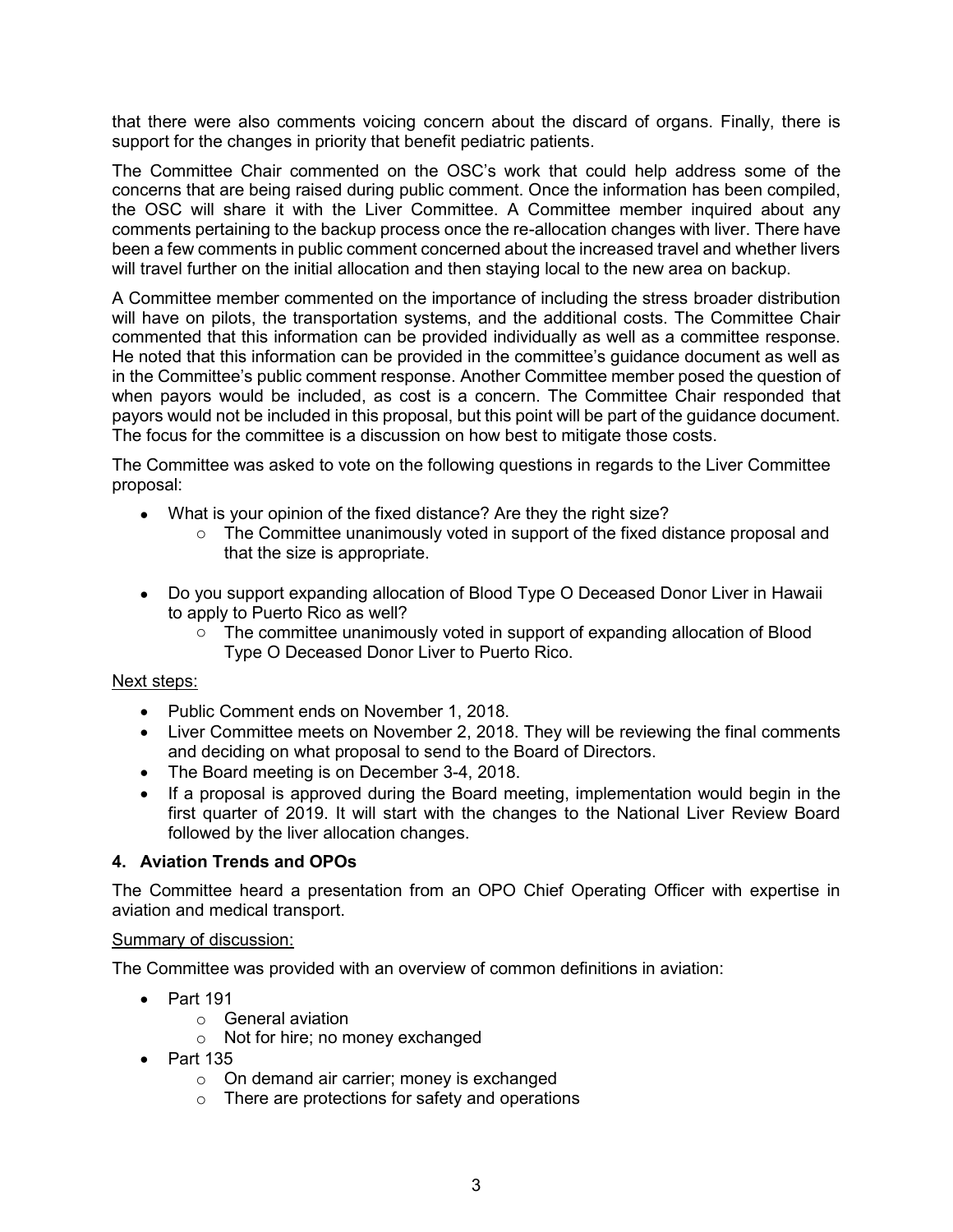that there were also comments voicing concern about the discard of organs. Finally, there is support for the changes in priority that benefit pediatric patients.

The Committee Chair commented on the OSC's work that could help address some of the concerns that are being raised during public comment. Once the information has been compiled, the OSC will share it with the Liver Committee. A Committee member inquired about any comments pertaining to the backup process once the re-allocation changes with liver. There have been a few comments in public comment concerned about the increased travel and whether livers will travel further on the initial allocation and then staying local to the new area on backup.

A Committee member commented on the importance of including the stress broader distribution will have on pilots, the transportation systems, and the additional costs. The Committee Chair commented that this information can be provided individually as well as a committee response. He noted that this information can be provided in the committee's guidance document as well as in the Committee's public comment response. Another Committee member posed the question of when payors would be included, as cost is a concern. The Committee Chair responded that payors would not be included in this proposal, but this point will be part of the guidance document. The focus for the committee is a discussion on how best to mitigate those costs.

The Committee was asked to vote on the following questions in regards to the Liver Committee proposal:

- What is your opinion of the fixed distance? Are they the right size?
    - The Committee unanimously voted in support of the fixed distance proposal and that the size is appropriate.
- Do you support expanding allocation of Blood Type O Deceased Donor Liver in Hawaii to apply to Puerto Rico as well?
    - The committee unanimously voted in support of expanding allocation of Blood Type O Deceased Donor Liver to Puerto Rico.

Next steps:

- Public Comment ends on November 1, 2018.
- Liver Committee meets on November 2, 2018. They will be reviewing the final comments and deciding on what proposal to send to the Board of Directors.
- The Board meeting is on December 3-4, 2018.
- If a proposal is approved during the Board meeting, implementation would begin in the first quarter of 2019. It will start with the changes to the National Liver Review Board followed by the liver allocation changes.

### 4. Aviation Trends and OPOs

The Committee heard a presentation from an OPO Chief Operating Officer with expertise in aviation and medical transport.

Summary of discussion:

The Committee was provided with an overview of common definitions in aviation:

- Part 191
    - General aviation
    - Not for hire; no money exchanged
- Part 135
    - On demand air carrier; money is exchanged
    - There are protections for safety and operations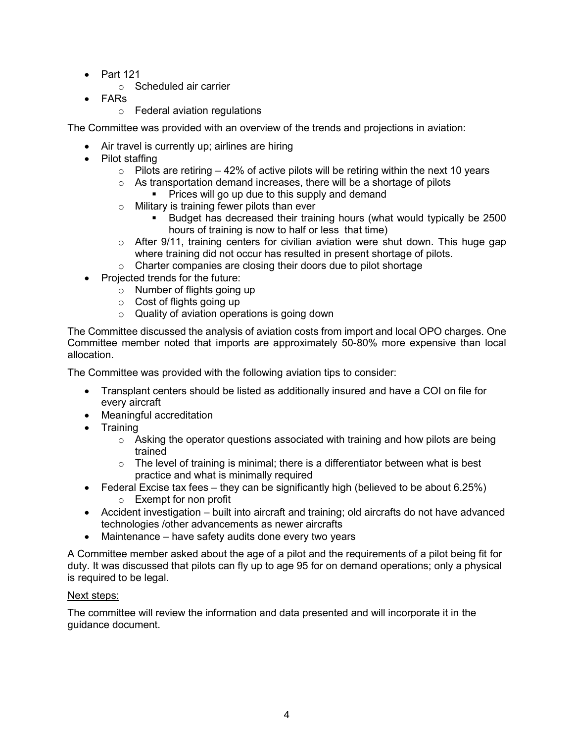- Part 121
  - Scheduled air carrier
- FARs
  - Federal aviation regulations

The Committee was provided with an overview of the trends and projections in aviation:

- Air travel is currently up; airlines are hiring
- Pilot staffing
  - Pilots are retiring – 42% of active pilots will be retiring within the next 10 years
  - As transportation demand increases, there will be a shortage of pilots
    - Prices will go up due to this supply and demand
  - Military is training fewer pilots than ever
    - Budget has decreased their training hours (what would typically be 2500 hours of training is now to half or less that time)
  - After 9/11, training centers for civilian aviation were shut down. This huge gap where training did not occur has resulted in present shortage of pilots.
  - Charter companies are closing their doors due to pilot shortage
- Projected trends for the future:
  - Number of flights going up
  - Cost of flights going up
  - Quality of aviation operations is going down

The Committee discussed the analysis of aviation costs from import and local OPO charges. One Committee member noted that imports are approximately 50-80% more expensive than local allocation.

The Committee was provided with the following aviation tips to consider:

- Transplant centers should be listed as additionally insured and have a COI on file for every aircraft
- Meaningful accreditation
- Training
  - Asking the operator questions associated with training and how pilots are being trained
  - The level of training is minimal; there is a differentiator between what is best practice and what is minimally required
- Federal Excise tax fees – they can be significantly high (believed to be about 6.25%)
  - Exempt for non profit
- Accident investigation – built into aircraft and training; old aircrafts do not have advanced technologies /other advancements as newer aircrafts
- Maintenance – have safety audits done every two years

A Committee member asked about the age of a pilot and the requirements of a pilot being fit for duty. It was discussed that pilots can fly up to age 95 for on demand operations; only a physical is required to be legal.

<u>Next steps:</u>

The committee will review the information and data presented and will incorporate it in the guidance document.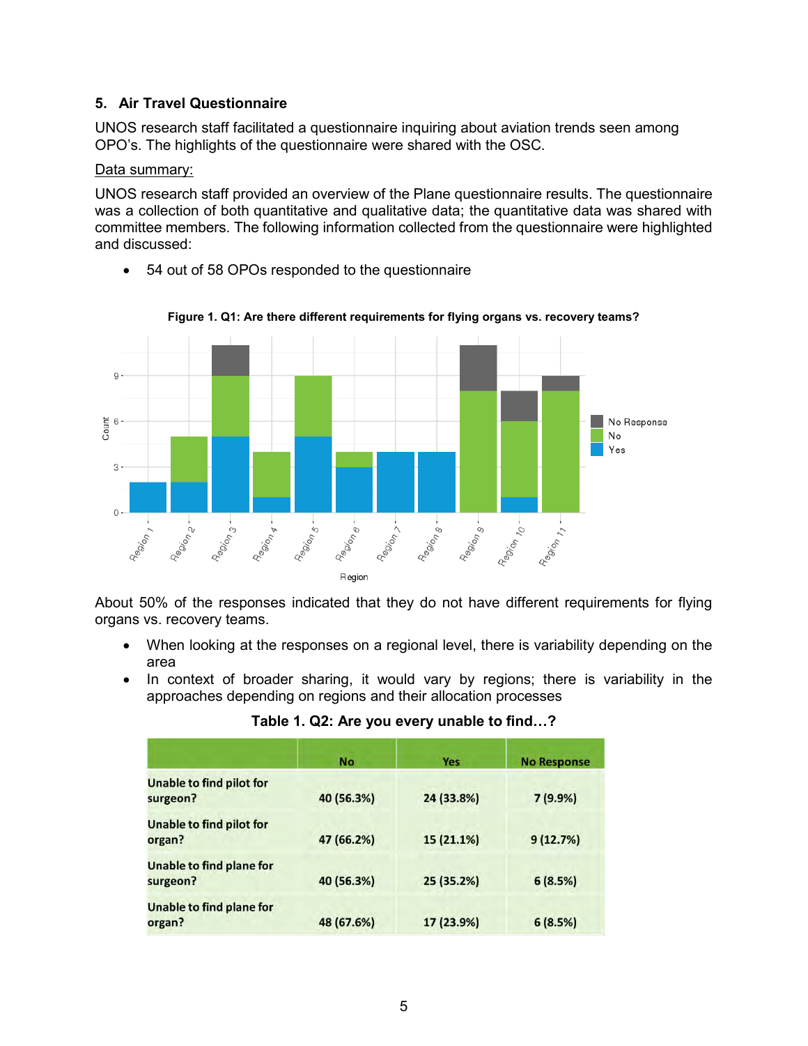### 5. Air Travel Questionnaire

UNOS research staff facilitated a questionnaire inquiring about aviation trends seen among OPO's. The highlights of the questionnaire were shared with the OSC.

Data summary:

UNOS research staff provided an overview of the Plane questionnaire results. The questionnaire was a collection of both quantitative and qualitative data; the quantitative data was shared with committee members. The following information collected from the questionnaire were highlighted and discussed:

- 54 out of 58 OPOs responded to the questionnaire

**Figure 1. Q1: Are there different requirements for flying organs vs. recovery teams?**

About 50% of the responses indicated that they do not have different requirements for flying organs vs. recovery teams.

- When looking at the responses on a regional level, there is variability depending on the area
- In context of broader sharing, it would vary by regions; there is variability in the approaches depending on regions and their allocation processes

**Table 1. Q2: Are you every unable to find…?**

| | No | Yes | No Response |
|---|---|---|---|
| Unable to find pilot for surgeon? | 40 (56.3%) | 24 (33.8%) | 7 (9.9%) |
| Unable to find pilot for organ? | 47 (66.2%) | 15 (21.1%) | 9 (12.7%) |
| Unable to find plane for surgeon? | 40 (56.3%) | 25 (35.2%) | 6 (8.5%) |
| Unable to find plane for organ? | 48 (67.6%) | 17 (23.9%) | 6 (8.5%) |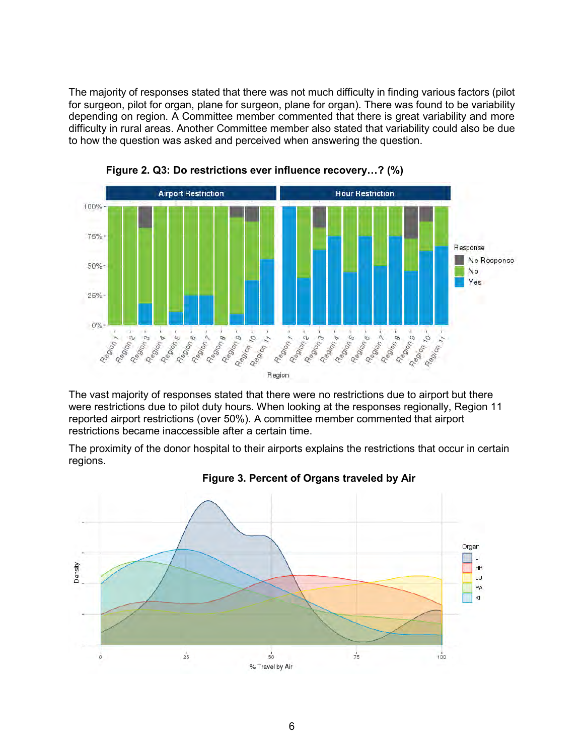The majority of responses stated that there was not much difficulty in finding various factors (pilot for surgeon, pilot for organ, plane for surgeon, plane for organ). There was found to be variability depending on region. A Committee member commented that there is great variability and more difficulty in rural areas. Another Committee member also stated that variability could also be due to how the question was asked and perceived when answering the question.

**Figure 2. Q3: Do restrictions ever influence recovery…? (%)**

The vast majority of responses stated that there were no restrictions due to airport but there were restrictions due to pilot duty hours. When looking at the responses regionally, Region 11 reported airport restrictions (over 50%). A committee member commented that airport restrictions became inaccessible after a certain time.

The proximity of the donor hospital to their airports explains the restrictions that occur in certain regions.

**Figure 3. Percent of Organs traveled by Air**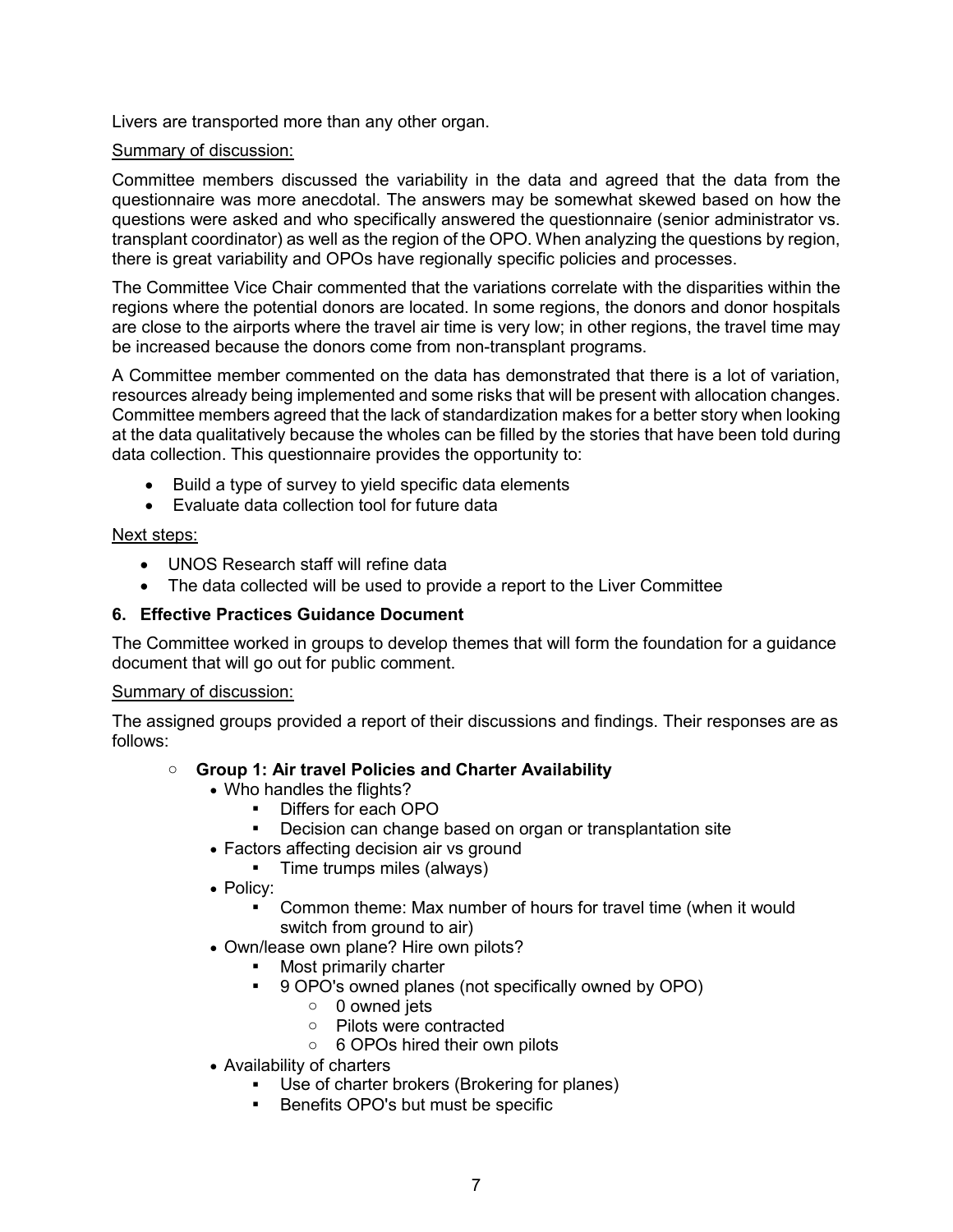Livers are transported more than any other organ.

Summary of discussion:

Committee members discussed the variability in the data and agreed that the data from the questionnaire was more anecdotal. The answers may be somewhat skewed based on how the questions were asked and who specifically answered the questionnaire (senior administrator vs. transplant coordinator) as well as the region of the OPO. When analyzing the questions by region, there is great variability and OPOs have regionally specific policies and processes.

The Committee Vice Chair commented that the variations correlate with the disparities within the regions where the potential donors are located. In some regions, the donors and donor hospitals are close to the airports where the travel air time is very low; in other regions, the travel time may be increased because the donors come from non-transplant programs.

A Committee member commented on the data has demonstrated that there is a lot of variation, resources already being implemented and some risks that will be present with allocation changes. Committee members agreed that the lack of standardization makes for a better story when looking at the data qualitatively because the wholes can be filled by the stories that have been told during data collection. This questionnaire provides the opportunity to:

- Build a type of survey to yield specific data elements
- Evaluate data collection tool for future data

Next steps:

- UNOS Research staff will refine data
- The data collected will be used to provide a report to the Liver Committee

### 6. Effective Practices Guidance Document

The Committee worked in groups to develop themes that will form the foundation for a guidance document that will go out for public comment.

Summary of discussion:

The assigned groups provided a report of their discussions and findings. Their responses are as follows:

- **Group 1: Air travel Policies and Charter Availability**
  - Who handles the flights?
    - Differs for each OPO
    - Decision can change based on organ or transplantation site
  - Factors affecting decision air vs ground
    - Time trumps miles (always)
  - Policy:
    - Common theme: Max number of hours for travel time (when it would switch from ground to air)
  - Own/lease own plane? Hire own pilots?
    - Most primarily charter
    - 9 OPO's owned planes (not specifically owned by OPO)
      - 0 owned jets
      - Pilots were contracted
      - 6 OPOs hired their own pilots
  - Availability of charters
    - Use of charter brokers (Brokering for planes)
    - Benefits OPO's but must be specific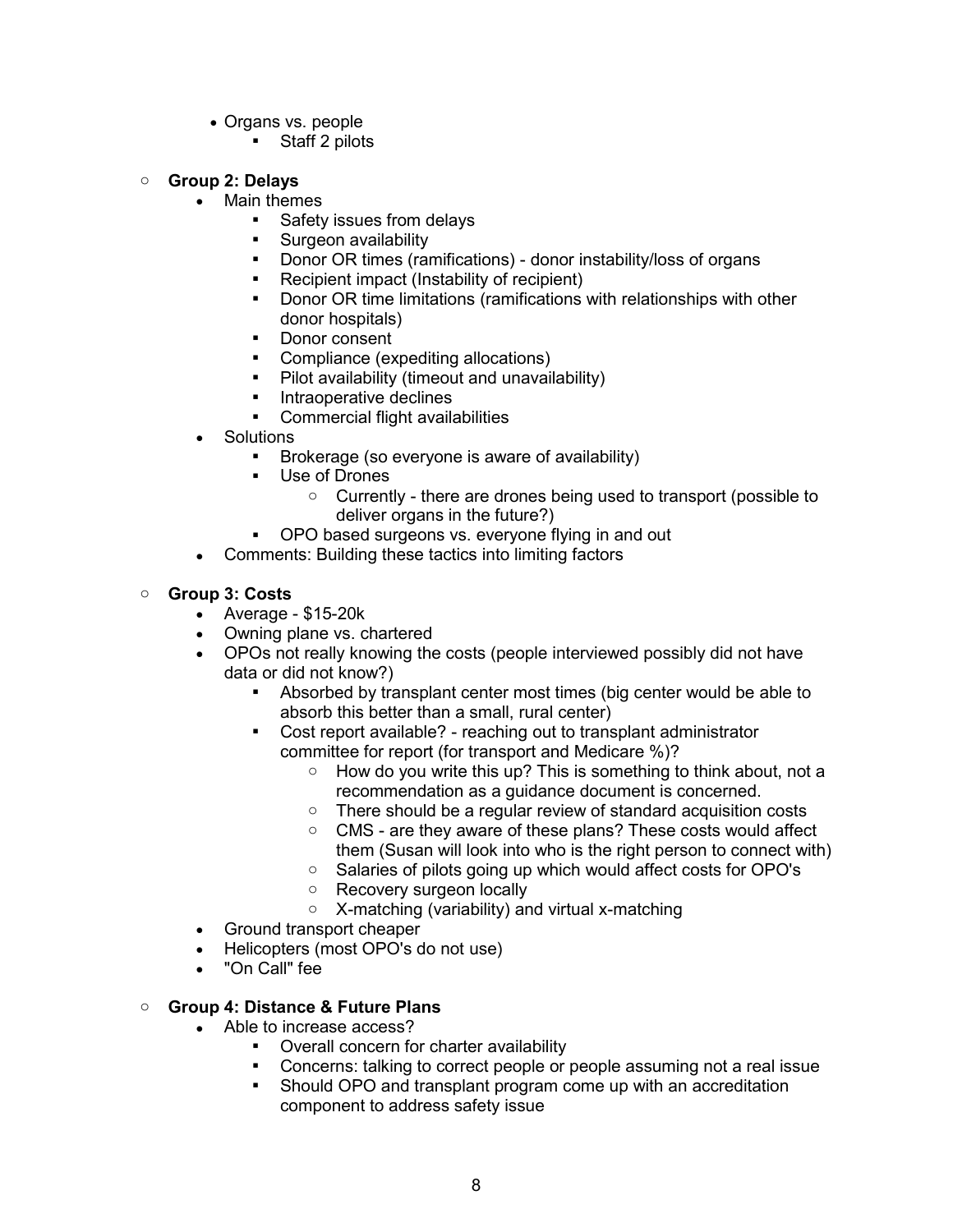- Organs vs. people
  - Staff 2 pilots

- **Group 2: Delays**
  - Main themes
    - Safety issues from delays
    - Surgeon availability
    - Donor OR times (ramifications) - donor instability/loss of organs
    - Recipient impact (Instability of recipient)
    - Donor OR time limitations (ramifications with relationships with other donor hospitals)
    - Donor consent
    - Compliance (expediting allocations)
    - Pilot availability (timeout and unavailability)
    - Intraoperative declines
    - Commercial flight availabilities
  - Solutions
    - Brokerage (so everyone is aware of availability)
    - Use of Drones
      - Currently - there are drones being used to transport (possible to deliver organs in the future?)
    - OPO based surgeons vs. everyone flying in and out
  - Comments: Building these tactics into limiting factors

- **Group 3: Costs**
  - Average - $15-20k
  - Owning plane vs. chartered
  - OPOs not really knowing the costs (people interviewed possibly did not have data or did not know?)
    - Absorbed by transplant center most times (big center would be able to absorb this better than a small, rural center)
    - Cost report available? - reaching out to transplant administrator committee for report (for transport and Medicare %)?
      - How do you write this up? This is something to think about, not a recommendation as a guidance document is concerned.
      - There should be a regular review of standard acquisition costs
      - CMS - are they aware of these plans? These costs would affect them (Susan will look into who is the right person to connect with)
      - Salaries of pilots going up which would affect costs for OPO's
      - Recovery surgeon locally
      - X-matching (variability) and virtual x-matching
  - Ground transport cheaper
  - Helicopters (most OPO's do not use)
  - "On Call" fee

- **Group 4: Distance & Future Plans**
  - Able to increase access?
    - Overall concern for charter availability
    - Concerns: talking to correct people or people assuming not a real issue
    - Should OPO and transplant program come up with an accreditation component to address safety issue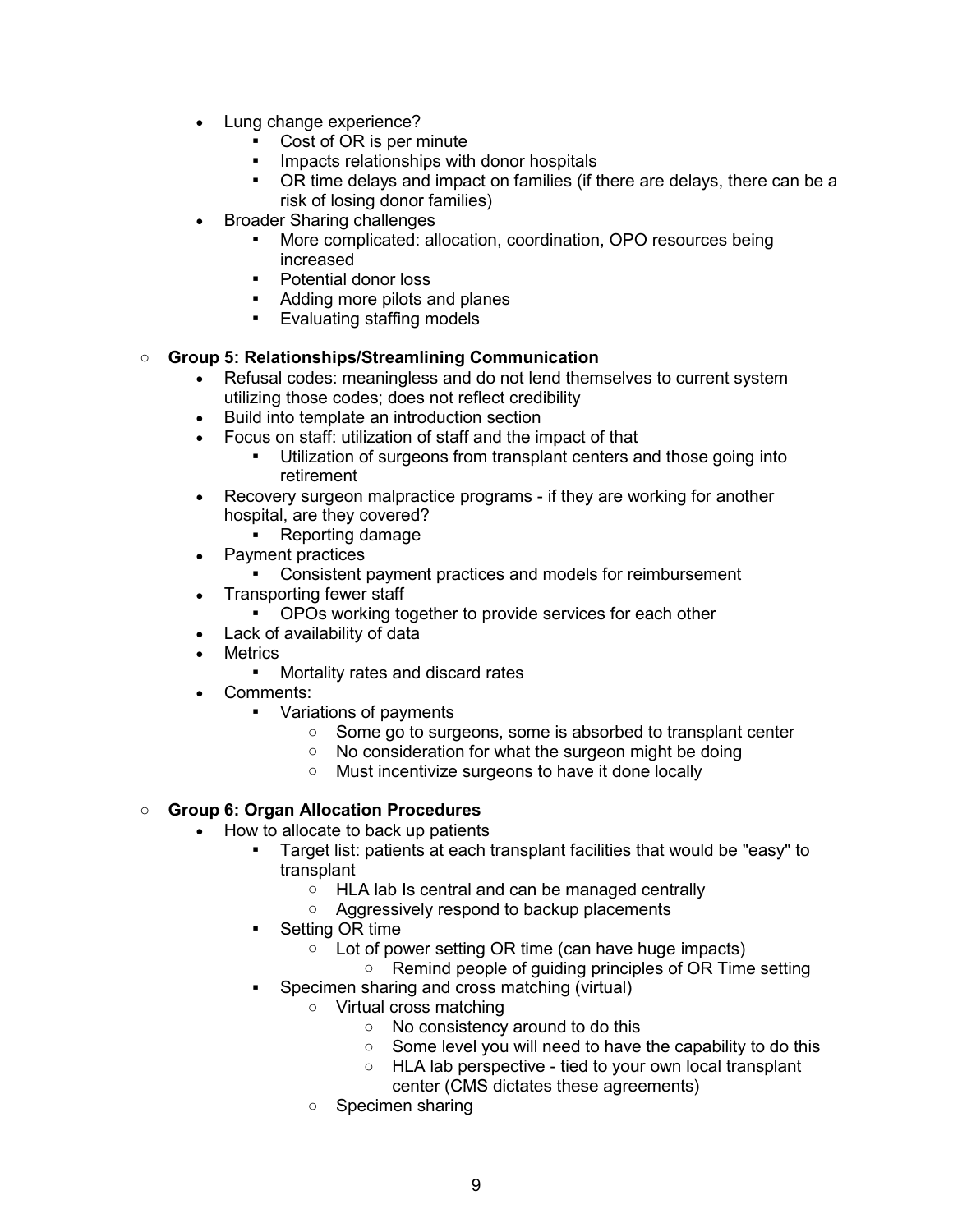- Lung change experience?
  - Cost of OR is per minute
  - Impacts relationships with donor hospitals
  - OR time delays and impact on families (if there are delays, there can be a risk of losing donor families)
- Broader Sharing challenges
  - More complicated: allocation, coordination, OPO resources being increased
  - Potential donor loss
  - Adding more pilots and planes
  - Evaluating staffing models

- **Group 5: Relationships/Streamlining Communication**
  - Refusal codes: meaningless and do not lend themselves to current system utilizing those codes; does not reflect credibility
  - Build into template an introduction section
  - Focus on staff: utilization of staff and the impact of that
    - Utilization of surgeons from transplant centers and those going into retirement
  - Recovery surgeon malpractice programs - if they are working for another hospital, are they covered?
    - Reporting damage
  - Payment practices
    - Consistent payment practices and models for reimbursement
  - Transporting fewer staff
    - OPOs working together to provide services for each other
  - Lack of availability of data
  - Metrics
    - Mortality rates and discard rates
  - Comments:
    - Variations of payments
      - Some go to surgeons, some is absorbed to transplant center
      - No consideration for what the surgeon might be doing
      - Must incentivize surgeons to have it done locally

- **Group 6: Organ Allocation Procedures**
  - How to allocate to back up patients
    - Target list: patients at each transplant facilities that would be "easy" to transplant
      - HLA lab Is central and can be managed centrally
      - Aggressively respond to backup placements
    - Setting OR time
      - Lot of power setting OR time (can have huge impacts)
        - Remind people of guiding principles of OR Time setting
    - Specimen sharing and cross matching (virtual)
      - Virtual cross matching
        - No consistency around to do this
        - Some level you will need to have the capability to do this
        - HLA lab perspective - tied to your own local transplant center (CMS dictates these agreements)
      - Specimen sharing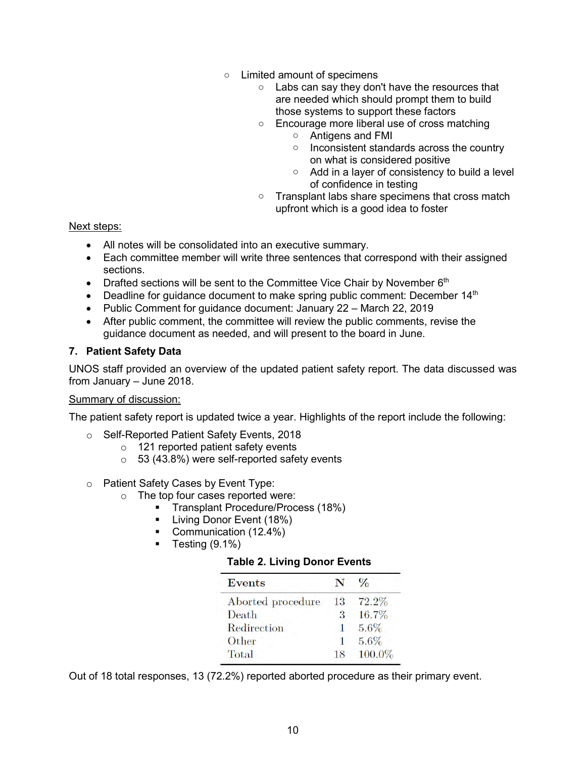- Limited amount of specimens
    - Labs can say they don't have the resources that are needed which should prompt them to build those systems to support these factors
    - Encourage more liberal use of cross matching
        - Antigens and FMI
        - Inconsistent standards across the country on what is considered positive
        - Add in a layer of consistency to build a level of confidence in testing
    - Transplant labs share specimens that cross match upfront which is a good idea to foster

Next steps:

- All notes will be consolidated into an executive summary.
- Each committee member will write three sentences that correspond with their assigned sections.
- Drafted sections will be sent to the Committee Vice Chair by November 6th
- Deadline for guidance document to make spring public comment: December 14th
- Public Comment for guidance document: January 22 – March 22, 2019
- After public comment, the committee will review the public comments, revise the guidance document as needed, and will present to the board in June.

### 7. Patient Safety Data

UNOS staff provided an overview of the updated patient safety report. The data discussed was from January – June 2018.

Summary of discussion:

The patient safety report is updated twice a year. Highlights of the report include the following:

- Self-Reported Patient Safety Events, 2018
    - 121 reported patient safety events
    - 53 (43.8%) were self-reported safety events

- Patient Safety Cases by Event Type:
    - The top four cases reported were:
        - Transplant Procedure/Process (18%)
        - Living Donor Event (18%)
        - Communication (12.4%)
        - Testing (9.1%)

**Table 2. Living Donor Events**

| Events | N | % |
|---|---|---|
| Aborted procedure | 13 | 72.2% |
| Death | 3 | 16.7% |
| Redirection | 1 | 5.6% |
| Other | 1 | 5.6% |
| Total | 18 | 100.0% |

Out of 18 total responses, 13 (72.2%) reported aborted procedure as their primary event.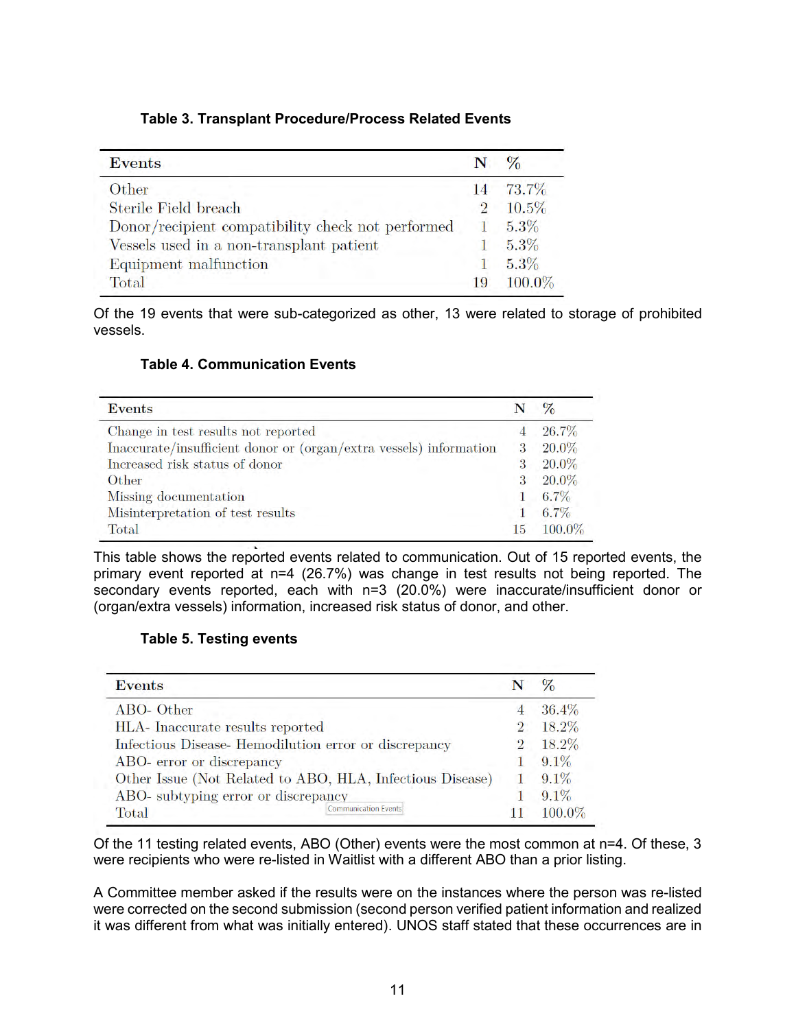**Table 3. Transplant Procedure/Process Related Events**

| Events | N | % |
|---|---|---|
| Other | 14 | 73.7% |
| Sterile Field breach | 2 | 10.5% |
| Donor/recipient compatibility check not performed | 1 | 5.3% |
| Vessels used in a non-transplant patient | 1 | 5.3% |
| Equipment malfunction | 1 | 5.3% |
| Total | 19 | 100.0% |

Of the 19 events that were sub-categorized as other, 13 were related to storage of prohibited vessels.

**Table 4. Communication Events**

| Events | N | % |
|---|---|---|
| Change in test results not reported | 4 | 26.7% |
| Inaccurate/insufficient donor or (organ/extra vessels) information | 3 | 20.0% |
| Increased risk status of donor | 3 | 20.0% |
| Other | 3 | 20.0% |
| Missing documentation | 1 | 6.7% |
| Misinterpretation of test results | 1 | 6.7% |
| Total | 15 | 100.0% |

This table shows the reported events related to communication. Out of 15 reported events, the primary event reported at n=4 (26.7%) was change in test results not being reported. The secondary events reported, each with n=3 (20.0%) were inaccurate/insufficient donor or (organ/extra vessels) information, increased risk status of donor, and other.

**Table 5. Testing events**

| Events | N | % |
|---|---|---|
| ABO- Other | 4 | 36.4% |
| HLA- Inaccurate results reported | 2 | 18.2% |
| Infectious Disease- Hemodilution error or discrepancy | 2 | 18.2% |
| ABO- error or discrepancy | 1 | 9.1% |
| Other Issue (Not Related to ABO, HLA, Infectious Disease) | 1 | 9.1% |
| ABO- subtyping error or discrepancy | 1 | 9.1% |
| Total | 11 | 100.0% |

Of the 11 testing related events, ABO (Other) events were the most common at n=4. Of these, 3 were recipients who were re-listed in Waitlist with a different ABO than a prior listing.

A Committee member asked if the results were on the instances where the person was re-listed were corrected on the second submission (second person verified patient information and realized it was different from what was initially entered). UNOS staff stated that these occurrences are in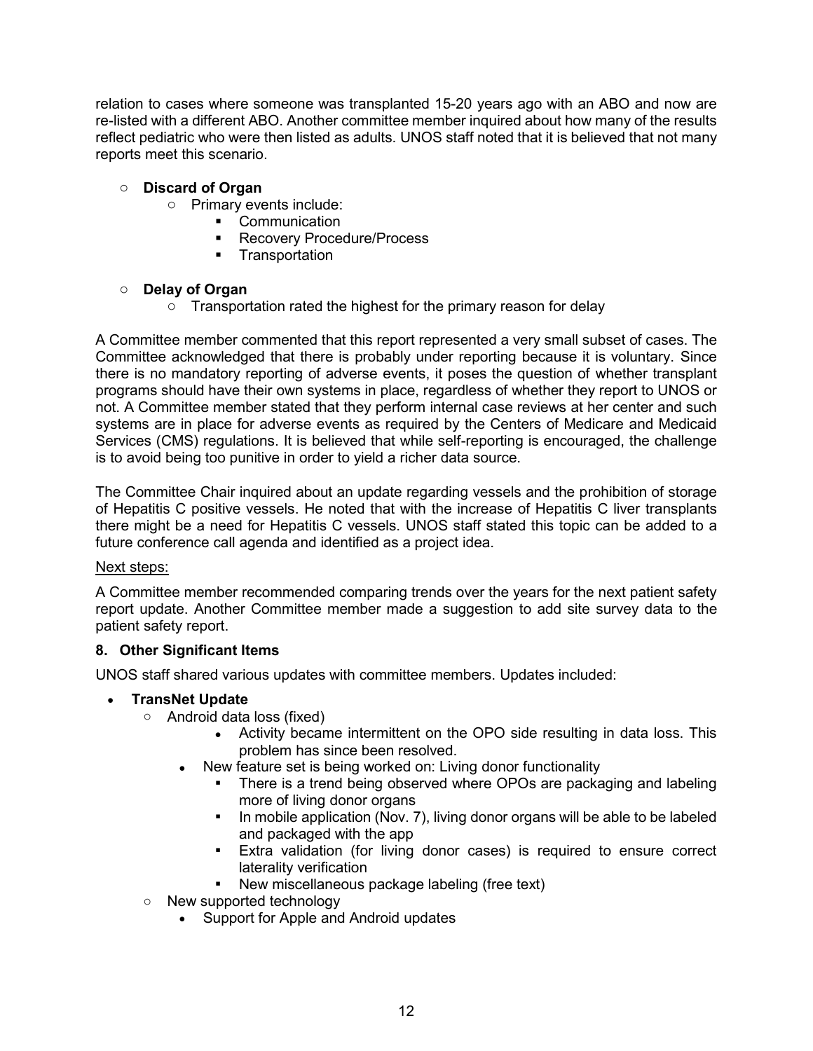relation to cases where someone was transplanted 15-20 years ago with an ABO and now are re-listed with a different ABO. Another committee member inquired about how many of the results reflect pediatric who were then listed as adults. UNOS staff noted that it is believed that not many reports meet this scenario.

- **Discard of Organ**
  - Primary events include:
    - Communication
    - Recovery Procedure/Process
    - Transportation

- **Delay of Organ**
  - Transportation rated the highest for the primary reason for delay

A Committee member commented that this report represented a very small subset of cases. The Committee acknowledged that there is probably under reporting because it is voluntary. Since there is no mandatory reporting of adverse events, it poses the question of whether transplant programs should have their own systems in place, regardless of whether they report to UNOS or not. A Committee member stated that they perform internal case reviews at her center and such systems are in place for adverse events as required by the Centers of Medicare and Medicaid Services (CMS) regulations. It is believed that while self-reporting is encouraged, the challenge is to avoid being too punitive in order to yield a richer data source.

The Committee Chair inquired about an update regarding vessels and the prohibition of storage of Hepatitis C positive vessels. He noted that with the increase of Hepatitis C liver transplants there might be a need for Hepatitis C vessels. UNOS staff stated this topic can be added to a future conference call agenda and identified as a project idea.

Next steps:

A Committee member recommended comparing trends over the years for the next patient safety report update. Another Committee member made a suggestion to add site survey data to the patient safety report.

**8. Other Significant Items**

UNOS staff shared various updates with committee members. Updates included:

- **TransNet Update**
  - Android data loss (fixed)
    - Activity became intermittent on the OPO side resulting in data loss. This problem has since been resolved.
  - New feature set is being worked on: Living donor functionality
    - There is a trend being observed where OPOs are packaging and labeling more of living donor organs
    - In mobile application (Nov. 7), living donor organs will be able to be labeled and packaged with the app
    - Extra validation (for living donor cases) is required to ensure correct laterality verification
    - New miscellaneous package labeling (free text)
  - New supported technology
    - Support for Apple and Android updates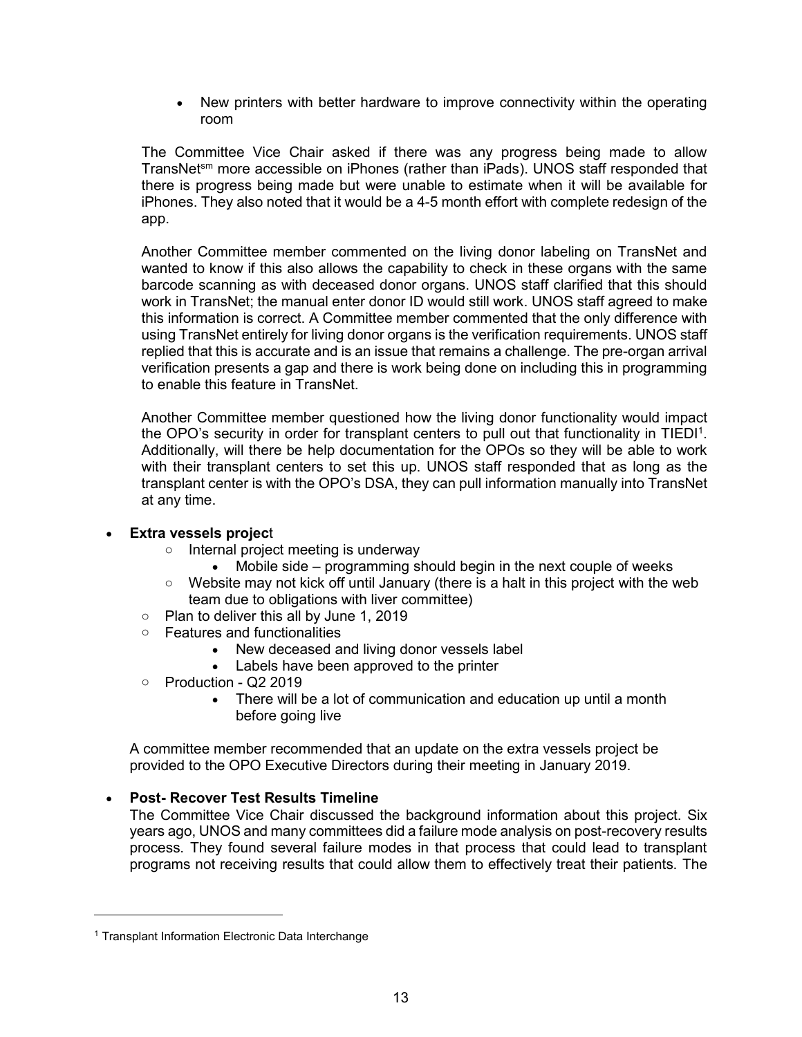- New printers with better hardware to improve connectivity within the operating room

The Committee Vice Chair asked if there was any progress being made to allow TransNet[sm] more accessible on iPhones (rather than iPads). UNOS staff responded that there is progress being made but were unable to estimate when it will be available for iPhones. They also noted that it would be a 4-5 month effort with complete redesign of the app.

Another Committee member commented on the living donor labeling on TransNet and wanted to know if this also allows the capability to check in these organs with the same barcode scanning as with deceased donor organs. UNOS staff clarified that this should work in TransNet; the manual enter donor ID would still work. UNOS staff agreed to make this information is correct. A Committee member commented that the only difference with using TransNet entirely for living donor organs is the verification requirements. UNOS staff replied that this is accurate and is an issue that remains a challenge. The pre-organ arrival verification presents a gap and there is work being done on including this in programming to enable this feature in TransNet.

Another Committee member questioned how the living donor functionality would impact the OPO's security in order for transplant centers to pull out that functionality in TIEDI[1]. Additionally, will there be help documentation for the OPOs so they will be able to work with their transplant centers to set this up. UNOS staff responded that as long as the transplant center is with the OPO's DSA, they can pull information manually into TransNet at any time.

- **Extra vessels project**
  - Internal project meeting is underway
    - Mobile side – programming should begin in the next couple of weeks
  - Website may not kick off until January (there is a halt in this project with the web team due to obligations with liver committee)
  - Plan to deliver this all by June 1, 2019
  - Features and functionalities
    - New deceased and living donor vessels label
    - Labels have been approved to the printer
  - Production - Q2 2019
    - There will be a lot of communication and education up until a month before going live

A committee member recommended that an update on the extra vessels project be provided to the OPO Executive Directors during their meeting in January 2019.

- **Post- Recover Test Results Timeline**

The Committee Vice Chair discussed the background information about this project. Six years ago, UNOS and many committees did a failure mode analysis on post-recovery results process. They found several failure modes in that process that could lead to transplant programs not receiving results that could allow them to effectively treat their patients. The

[1] Transplant Information Electronic Data Interchange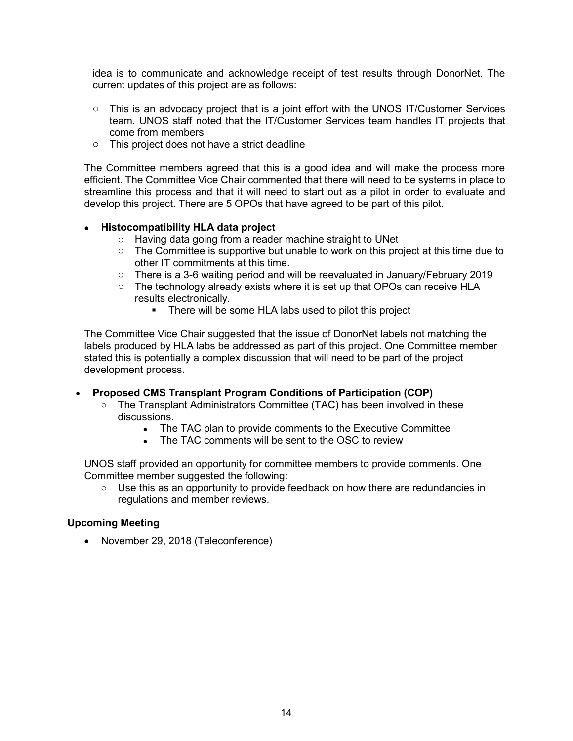idea is to communicate and acknowledge receipt of test results through DonorNet. The current updates of this project are as follows:

- This is an advocacy project that is a joint effort with the UNOS IT/Customer Services team. UNOS staff noted that the IT/Customer Services team handles IT projects that come from members
- This project does not have a strict deadline

The Committee members agreed that this is a good idea and will make the process more efficient. The Committee Vice Chair commented that there will need to be systems in place to streamline this process and that it will need to start out as a pilot in order to evaluate and develop this project. There are 5 OPOs that have agreed to be part of this pilot.

- **Histocompatibility HLA data project**
  - Having data going from a reader machine straight to UNet
  - The Committee is supportive but unable to work on this project at this time due to other IT commitments at this time.
  - There is a 3-6 waiting period and will be reevaluated in January/February 2019
  - The technology already exists where it is set up that OPOs can receive HLA results electronically.
    - There will be some HLA labs used to pilot this project

The Committee Vice Chair suggested that the issue of DonorNet labels not matching the labels produced by HLA labs be addressed as part of this project. One Committee member stated this is potentially a complex discussion that will need to be part of the project development process.

- **Proposed CMS Transplant Program Conditions of Participation (COP)**
  - The Transplant Administrators Committee (TAC) has been involved in these discussions.
    - The TAC plan to provide comments to the Executive Committee
    - The TAC comments will be sent to the OSC to review

UNOS staff provided an opportunity for committee members to provide comments. One Committee member suggested the following:

- Use this as an opportunity to provide feedback on how there are redundancies in regulations and member reviews.

### Upcoming Meeting

- November 29, 2018 (Teleconference)